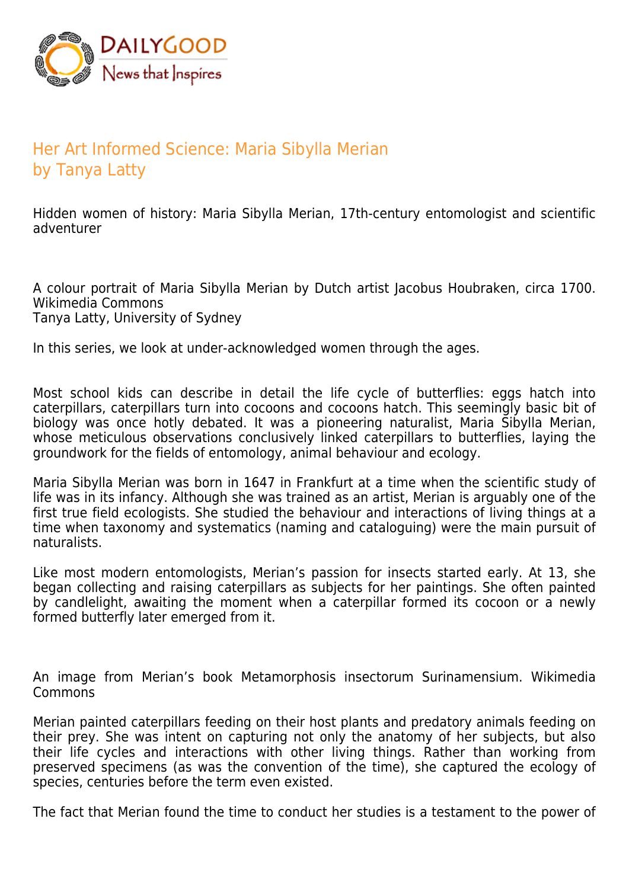# Her Art Informed Science: Maria Sibylla Merian
by Tanya Latty

Hidden women of history: Maria Sibylla Merian, 17th-century entomologist and scientific adventurer

A colour portrait of Maria Sibylla Merian by Dutch artist Jacobus Houbraken, circa 1700. Wikimedia Commons
Tanya Latty, University of Sydney

In this series, we look at under-acknowledged women through the ages.

Most school kids can describe in detail the life cycle of butterflies: eggs hatch into caterpillars, caterpillars turn into cocoons and cocoons hatch. This seemingly basic bit of biology was once hotly debated. It was a pioneering naturalist, Maria Sibylla Merian, whose meticulous observations conclusively linked caterpillars to butterflies, laying the groundwork for the fields of entomology, animal behaviour and ecology.

Maria Sibylla Merian was born in 1647 in Frankfurt at a time when the scientific study of life was in its infancy. Although she was trained as an artist, Merian is arguably one of the first true field ecologists. She studied the behaviour and interactions of living things at a time when taxonomy and systematics (naming and cataloguing) were the main pursuit of naturalists.

Like most modern entomologists, Merian's passion for insects started early. At 13, she began collecting and raising caterpillars as subjects for her paintings. She often painted by candlelight, awaiting the moment when a caterpillar formed its cocoon or a newly formed butterfly later emerged from it.

An image from Merian's book Metamorphosis insectorum Surinamensium. Wikimedia Commons

Merian painted caterpillars feeding on their host plants and predatory animals feeding on their prey. She was intent on capturing not only the anatomy of her subjects, but also their life cycles and interactions with other living things. Rather than working from preserved specimens (as was the convention of the time), she captured the ecology of species, centuries before the term even existed.

The fact that Merian found the time to conduct her studies is a testament to the power of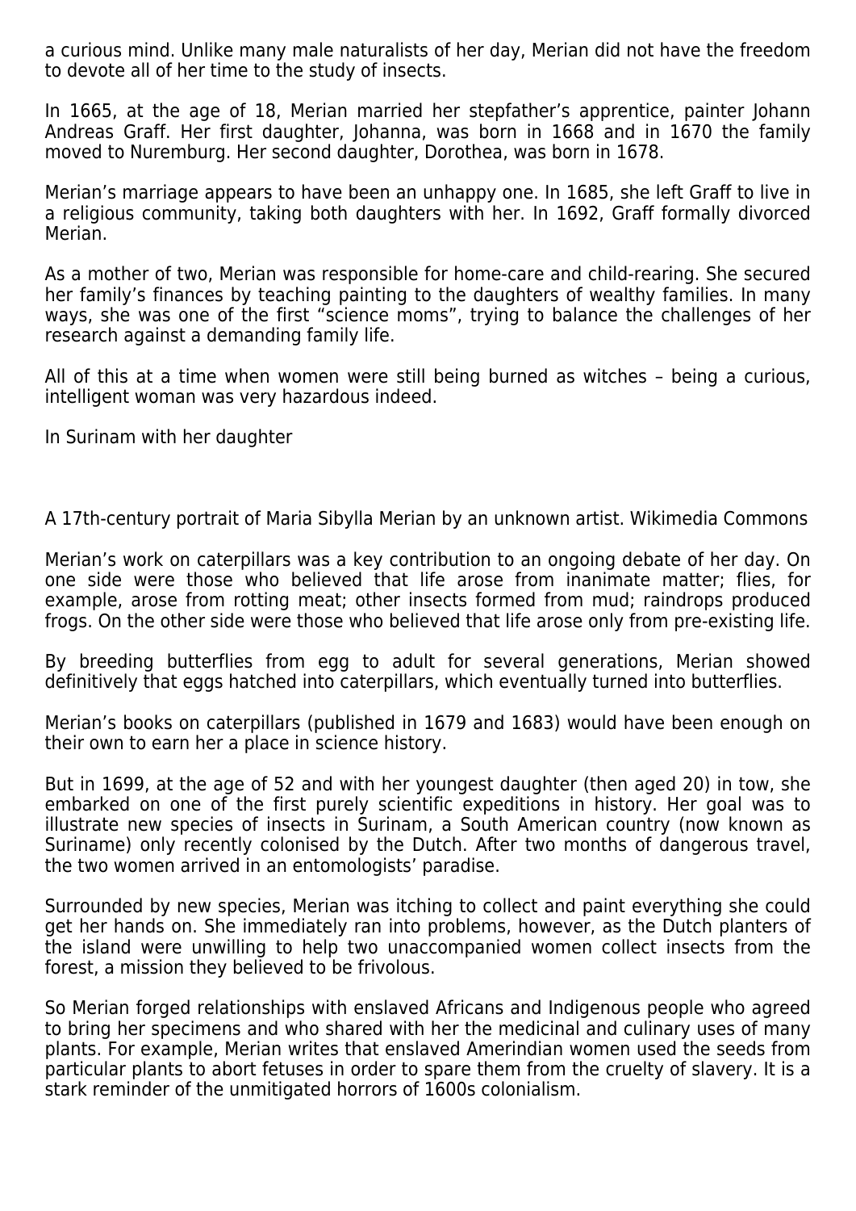a curious mind. Unlike many male naturalists of her day, Merian did not have the freedom to devote all of her time to the study of insects.

In 1665, at the age of 18, Merian married her stepfather's apprentice, painter Johann Andreas Graff. Her first daughter, Johanna, was born in 1668 and in 1670 the family moved to Nuremburg. Her second daughter, Dorothea, was born in 1678.

Merian's marriage appears to have been an unhappy one. In 1685, she left Graff to live in a religious community, taking both daughters with her. In 1692, Graff formally divorced Merian.

As a mother of two, Merian was responsible for home-care and child-rearing. She secured her family's finances by teaching painting to the daughters of wealthy families. In many ways, she was one of the first "science moms", trying to balance the challenges of her research against a demanding family life.

All of this at a time when women were still being burned as witches – being a curious, intelligent woman was very hazardous indeed.

## In Surinam with her daughter

A 17th-century portrait of Maria Sibylla Merian by an unknown artist. Wikimedia Commons

Merian's work on caterpillars was a key contribution to an ongoing debate of her day. On one side were those who believed that life arose from inanimate matter; flies, for example, arose from rotting meat; other insects formed from mud; raindrops produced frogs. On the other side were those who believed that life arose only from pre-existing life.

By breeding butterflies from egg to adult for several generations, Merian showed definitively that eggs hatched into caterpillars, which eventually turned into butterflies.

Merian's books on caterpillars (published in 1679 and 1683) would have been enough on their own to earn her a place in science history.

But in 1699, at the age of 52 and with her youngest daughter (then aged 20) in tow, she embarked on one of the first purely scientific expeditions in history. Her goal was to illustrate new species of insects in Surinam, a South American country (now known as Suriname) only recently colonised by the Dutch. After two months of dangerous travel, the two women arrived in an entomologists' paradise.

Surrounded by new species, Merian was itching to collect and paint everything she could get her hands on. She immediately ran into problems, however, as the Dutch planters of the island were unwilling to help two unaccompanied women collect insects from the forest, a mission they believed to be frivolous.

So Merian forged relationships with enslaved Africans and Indigenous people who agreed to bring her specimens and who shared with her the medicinal and culinary uses of many plants. For example, Merian writes that enslaved Amerindian women used the seeds from particular plants to abort fetuses in order to spare them from the cruelty of slavery. It is a stark reminder of the unmitigated horrors of 1600s colonialism.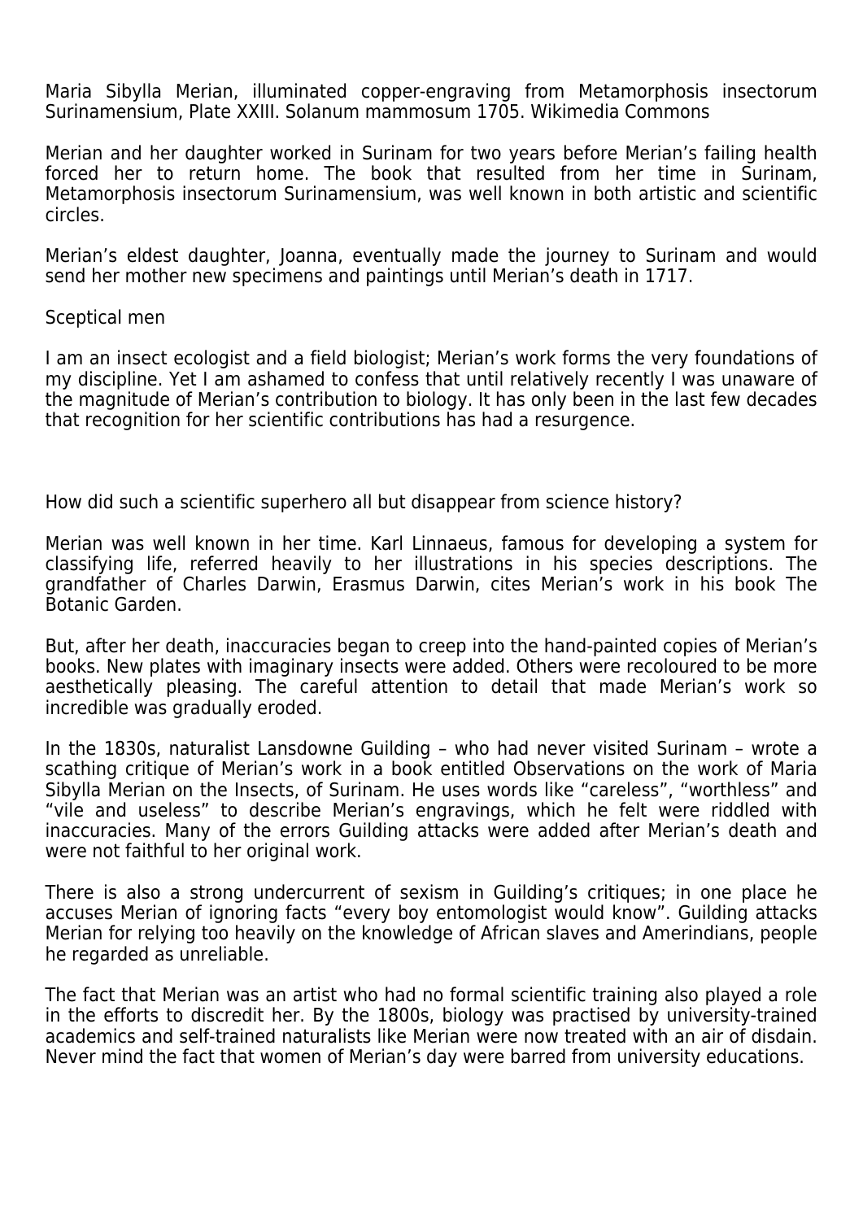Maria Sibylla Merian, illuminated copper-engraving from Metamorphosis insectorum Surinamensium, Plate XXIII. Solanum mammosum 1705. Wikimedia Commons

Merian and her daughter worked in Surinam for two years before Merian's failing health forced her to return home. The book that resulted from her time in Surinam, Metamorphosis insectorum Surinamensium, was well known in both artistic and scientific circles.

Merian's eldest daughter, Joanna, eventually made the journey to Surinam and would send her mother new specimens and paintings until Merian's death in 1717.

## Sceptical men

I am an insect ecologist and a field biologist; Merian's work forms the very foundations of my discipline. Yet I am ashamed to confess that until relatively recently I was unaware of the magnitude of Merian's contribution to biology. It has only been in the last few decades that recognition for her scientific contributions has had a resurgence.

How did such a scientific superhero all but disappear from science history?

Merian was well known in her time. Karl Linnaeus, famous for developing a system for classifying life, referred heavily to her illustrations in his species descriptions. The grandfather of Charles Darwin, Erasmus Darwin, cites Merian's work in his book The Botanic Garden.

But, after her death, inaccuracies began to creep into the hand-painted copies of Merian's books. New plates with imaginary insects were added. Others were recoloured to be more aesthetically pleasing. The careful attention to detail that made Merian's work so incredible was gradually eroded.

In the 1830s, naturalist Lansdowne Guilding – who had never visited Surinam – wrote a scathing critique of Merian's work in a book entitled Observations on the work of Maria Sibylla Merian on the Insects, of Surinam. He uses words like "careless", "worthless" and "vile and useless" to describe Merian's engravings, which he felt were riddled with inaccuracies. Many of the errors Guilding attacks were added after Merian's death and were not faithful to her original work.

There is also a strong undercurrent of sexism in Guilding's critiques; in one place he accuses Merian of ignoring facts "every boy entomologist would know". Guilding attacks Merian for relying too heavily on the knowledge of African slaves and Amerindians, people he regarded as unreliable.

The fact that Merian was an artist who had no formal scientific training also played a role in the efforts to discredit her. By the 1800s, biology was practised by university-trained academics and self-trained naturalists like Merian were now treated with an air of disdain. Never mind the fact that women of Merian's day were barred from university educations.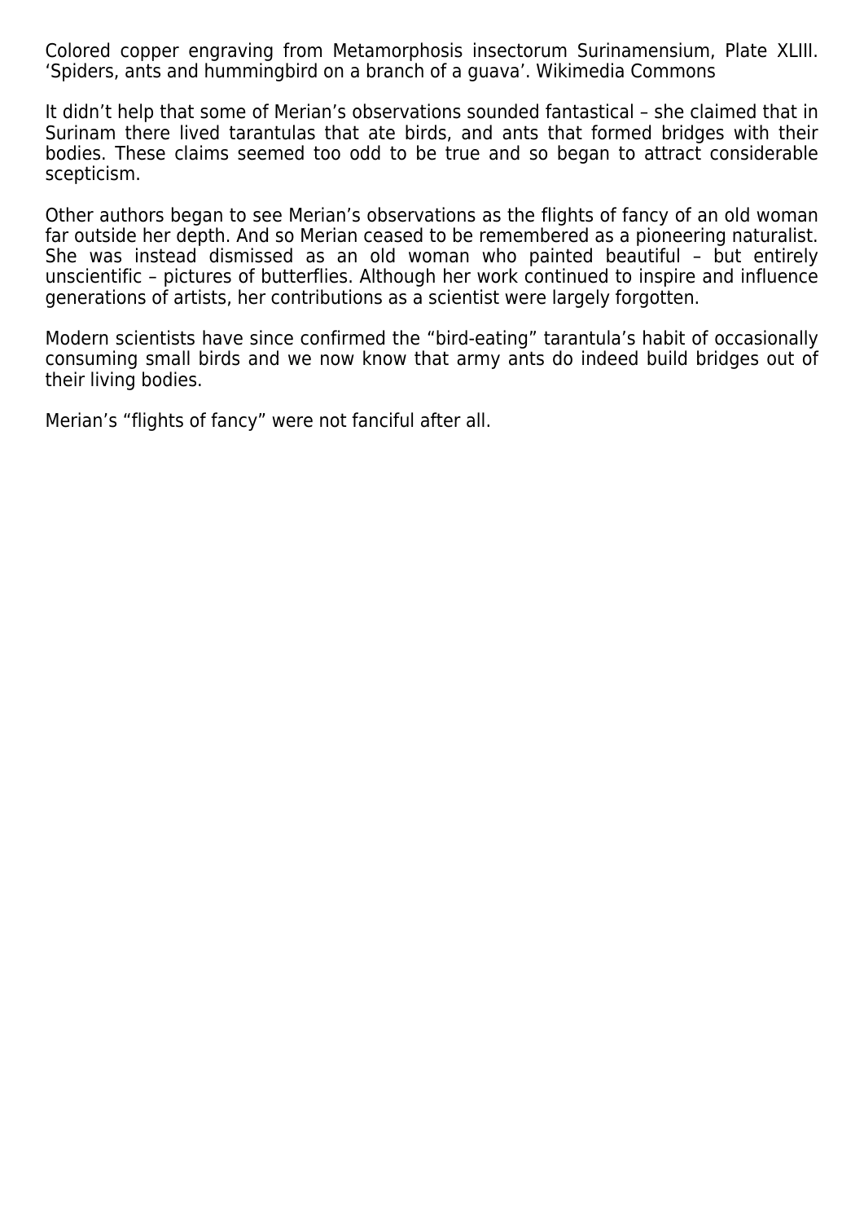Colored copper engraving from Metamorphosis insectorum Surinamensium, Plate XLIII. 'Spiders, ants and hummingbird on a branch of a guava'. Wikimedia Commons

It didn't help that some of Merian's observations sounded fantastical – she claimed that in Surinam there lived tarantulas that ate birds, and ants that formed bridges with their bodies. These claims seemed too odd to be true and so began to attract considerable scepticism.

Other authors began to see Merian's observations as the flights of fancy of an old woman far outside her depth. And so Merian ceased to be remembered as a pioneering naturalist. She was instead dismissed as an old woman who painted beautiful – but entirely unscientific – pictures of butterflies. Although her work continued to inspire and influence generations of artists, her contributions as a scientist were largely forgotten.

Modern scientists have since confirmed the "bird-eating" tarantula's habit of occasionally consuming small birds and we now know that army ants do indeed build bridges out of their living bodies.

Merian's "flights of fancy" were not fanciful after all.